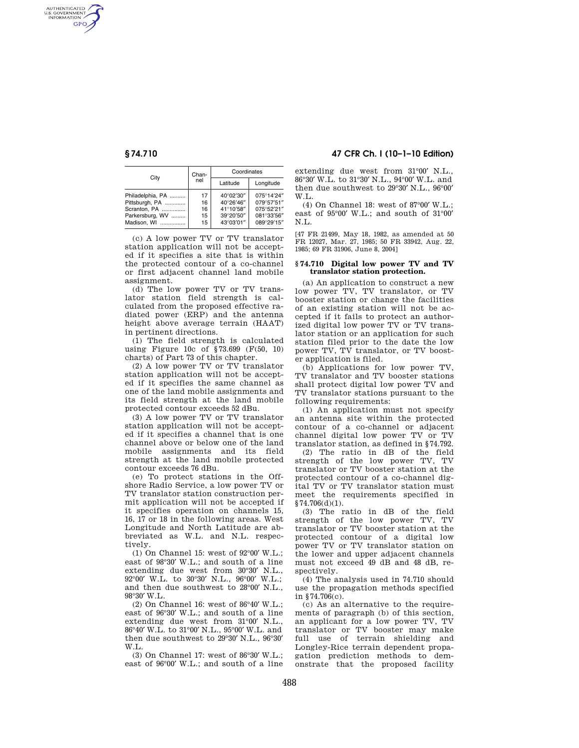| City | Channel | Coordinates | |
|---|---|---|---|
| | | Latitude | Longitude |
| Philadelphia, PA | 17 | 40°02′30″ | 075°14′24″ |
| Pittsburgh, PA | 16 | 40°26′46″ | 079°57′51″ |
| Scranton, PA | 16 | 41°10′58″ | 075°52′21″ |
| Parkersburg, WV | 15 | 39°20′50″ | 081°33′56″ |
| Madison, WI | 15 | 43°03′01″ | 089°29′15″ |

(c) A low power TV or TV translator station application will not be accepted if it specifies a site that is within the protected contour of a co-channel or first adjacent channel land mobile assignment.

(d) The low power TV or TV translator station field strength is calculated from the proposed effective radiated power (ERP) and the antenna height above average terrain (HAAT) in pertinent directions.

(1) The field strength is calculated using Figure 10c of §73.699 (F(50, 10) charts) of Part 73 of this chapter.

(2) A low power TV or TV translator station application will not be accepted if it specifies the same channel as one of the land mobile assignments and its field strength at the land mobile protected contour exceeds 52 dBu.

(3) A low power TV or TV translator station application will not be accepted if it specifies a channel that is one channel above or below one of the land mobile assignments and its field strength at the land mobile protected contour exceeds 76 dBu.

(e) To protect stations in the Offshore Radio Service, a low power TV or TV translator station construction permit application will not be accepted if it specifies operation on channels 15, 16, 17 or 18 in the following areas. West Longitude and North Latitude are abbreviated as W.L. and N.L. respectively.

(1) On Channel 15: west of 92°00′ W.L.; east of 98°30′ W.L.; and south of a line extending due west from 30°30′ N.L., 92°00′ W.L. to 30°30′ N.L., 96°00′ W.L.; and then due southwest to 28°00′ N.L., 98°30′ W.L.

(2) On Channel 16: west of 86°40′ W.L.; east of 96°30′ W.L.; and south of a line extending due west from 31°00′ N.L., 86°40′ W.L. to 31°00′ N.L., 95°00′ W.L. and then due southwest to 29°30′ N.L., 96°30′ W.L.

(3) On Channel 17: west of 86°30′ W.L.; east of 96°00′ W.L.; and south of a line extending due west from 31°00′ N.L., 86°30′ W.L. to 31°30′ N.L., 94°00′ W.L. and then due southwest to 29°30′ N.L., 96°00′ W.L.

(4) On Channel 18: west of 87°00′ W.L.; east of 95°00′ W.L.; and south of 31°00′ N.L.

[47 FR 21499, May 18, 1982, as amended at 50 FR 12027, Mar. 27, 1985; 50 FR 33942, Aug. 22, 1985; 69 FR 31906, June 8, 2004]

### §74.710 Digital low power TV and TV translator station protection.

(a) An application to construct a new low power TV, TV translator, or TV booster station or change the facilities of an existing station will not be accepted if it fails to protect an authorized digital low power TV or TV translator station or an application for such station filed prior to the date the low power TV, TV translator, or TV booster application is filed.

(b) Applications for low power TV, TV translator and TV booster stations shall protect digital low power TV and TV translator stations pursuant to the following requirements:

(1) An application must not specify an antenna site within the protected contour of a co-channel or adjacent channel digital low power TV or TV translator station, as defined in §74.792.

(2) The ratio in dB of the field strength of the low power TV, TV translator or TV booster station at the protected contour of a co-channel digital TV or TV translator station must meet the requirements specified in §74.706(d)(1).

(3) The ratio in dB of the field strength of the low power TV, TV translator or TV booster station at the protected contour of a digital low power TV or TV translator station on the lower and upper adjacent channels must not exceed 49 dB and 48 dB, respectively.

(4) The analysis used in 74.710 should use the propagation methods specified in §74.706(c).

(c) As an alternative to the requirements of paragraph (b) of this section, an applicant for a low power TV, TV translator or TV booster may make full use of terrain shielding and Longley-Rice terrain dependent propagation prediction methods to demonstrate that the proposed facility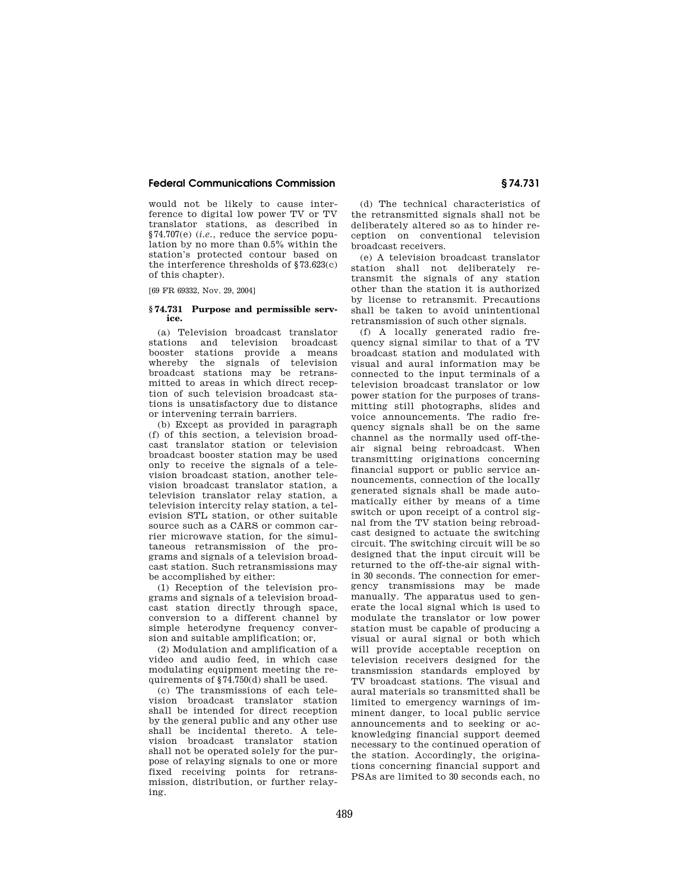would not be likely to cause interference to digital low power TV or TV translator stations, as described in §74.707(e) (*i.e.*, reduce the service population by no more than 0.5% within the station's protected contour based on the interference thresholds of §73.623(c) of this chapter).

[69 FR 69332, Nov. 29, 2004]

### §74.731 Purpose and permissible service.

(a) Television broadcast translator stations and television broadcast booster stations provide a means whereby the signals of television broadcast stations may be retransmitted to areas in which direct reception of such television broadcast stations is unsatisfactory due to distance or intervening terrain barriers.

(b) Except as provided in paragraph (f) of this section, a television broadcast translator station or television broadcast booster station may be used only to receive the signals of a television broadcast station, another television broadcast translator station, a television translator relay station, a television intercity relay station, a television STL station, or other suitable source such as a CARS or common carrier microwave station, for the simultaneous retransmission of the programs and signals of a television broadcast station. Such retransmissions may be accomplished by either:

(1) Reception of the television programs and signals of a television broadcast station directly through space, conversion to a different channel by simple heterodyne frequency conversion and suitable amplification; or,

(2) Modulation and amplification of a video and audio feed, in which case modulating equipment meeting the requirements of §74.750(d) shall be used.

(c) The transmissions of each television broadcast translator station shall be intended for direct reception by the general public and any other use shall be incidental thereto. A television broadcast translator station shall not be operated solely for the purpose of relaying signals to one or more fixed receiving points for retransmission, distribution, or further relaying.

(d) The technical characteristics of the retransmitted signals shall not be deliberately altered so as to hinder reception on conventional television broadcast receivers.

(e) A television broadcast translator station shall not deliberately retransmit the signals of any station other than the station it is authorized by license to retransmit. Precautions shall be taken to avoid unintentional retransmission of such other signals.

(f) A locally generated radio frequency signal similar to that of a TV broadcast station and modulated with visual and aural information may be connected to the input terminals of a television broadcast translator or low power station for the purposes of transmitting still photographs, slides and voice announcements. The radio frequency signals shall be on the same channel as the normally used off-the-air signal being rebroadcast. When transmitting originations concerning financial support or public service announcements, connection of the locally generated signals shall be made automatically either by means of a time switch or upon receipt of a control signal from the TV station being rebroadcast designed to actuate the switching circuit. The switching circuit will be so designed that the input circuit will be returned to the off-the-air signal within 30 seconds. The connection for emergency transmissions may be made manually. The apparatus used to generate the local signal which is used to modulate the translator or low power station must be capable of producing a visual or aural signal or both which will provide acceptable reception on television receivers designed for the transmission standards employed by TV broadcast stations. The visual and aural materials so transmitted shall be limited to emergency warnings of imminent danger, to local public service announcements and to seeking or acknowledging financial support deemed necessary to the continued operation of the station. Accordingly, the originations concerning financial support and PSAs are limited to 30 seconds each, no